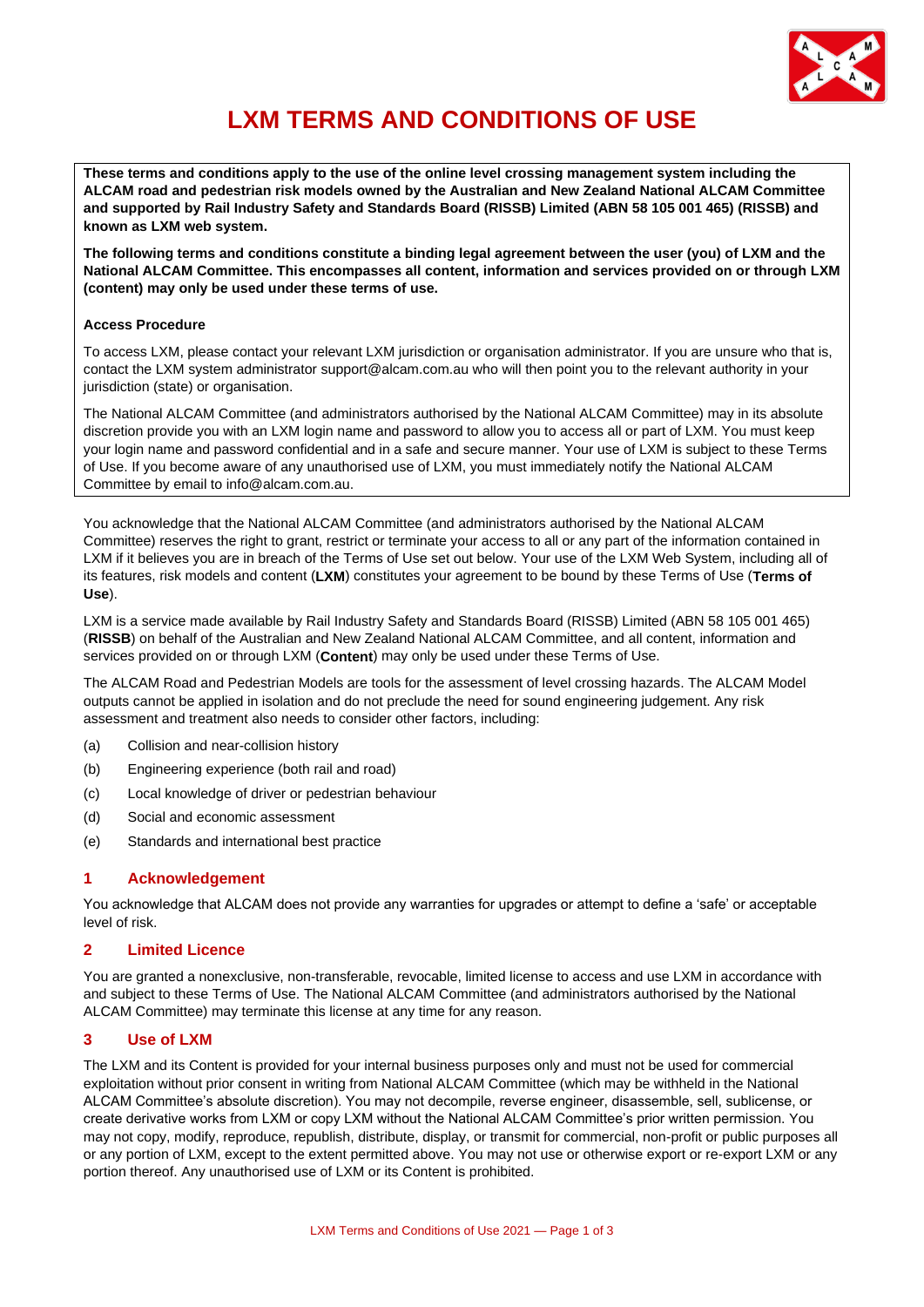# LXM TERMS AND CONDITIONS OF USE

**These terms and conditions apply to the use of the online level crossing management system including the ALCAM road and pedestrian risk models owned by the Australian and New Zealand National ALCAM Committee and supported by Rail Industry Safety and Standards Board (RISSB) Limited (ABN 58 105 001 465) (RISSB) and known as LXM web system.**

**The following terms and conditions constitute a binding legal agreement between the user (you) of LXM and the National ALCAM Committee. This encompasses all content, information and services provided on or through LXM (content) may only be used under these terms of use.**

**Access Procedure**

To access LXM, please contact your relevant LXM jurisdiction or organisation administrator. If you are unsure who that is, contact the LXM system administrator support@alcam.com.au who will then point you to the relevant authority in your jurisdiction (state) or organisation.

The National ALCAM Committee (and administrators authorised by the National ALCAM Committee) may in its absolute discretion provide you with an LXM login name and password to allow you to access all or part of LXM. You must keep your login name and password confidential and in a safe and secure manner. Your use of LXM is subject to these Terms of Use. If you become aware of any unauthorised use of LXM, you must immediately notify the National ALCAM Committee by email to info@alcam.com.au.

You acknowledge that the National ALCAM Committee (and administrators authorised by the National ALCAM Committee) reserves the right to grant, restrict or terminate your access to all or any part of the information contained in LXM if it believes you are in breach of the Terms of Use set out below. Your use of the LXM Web System, including all of its features, risk models and content (**LXM**) constitutes your agreement to be bound by these Terms of Use (**Terms of Use**).

LXM is a service made available by Rail Industry Safety and Standards Board (RISSB) Limited (ABN 58 105 001 465) (**RISSB**) on behalf of the Australian and New Zealand National ALCAM Committee, and all content, information and services provided on or through LXM (**Content**) may only be used under these Terms of Use.

The ALCAM Road and Pedestrian Models are tools for the assessment of level crossing hazards. The ALCAM Model outputs cannot be applied in isolation and do not preclude the need for sound engineering judgement. Any risk assessment and treatment also needs to consider other factors, including:

(a) Collision and near-collision history

(b) Engineering experience (both rail and road)

(c) Local knowledge of driver or pedestrian behaviour

(d) Social and economic assessment

(e) Standards and international best practice

## 1 Acknowledgement

You acknowledge that ALCAM does not provide any warranties for upgrades or attempt to define a 'safe' or acceptable level of risk.

## 2 Limited Licence

You are granted a nonexclusive, non-transferable, revocable, limited license to access and use LXM in accordance with and subject to these Terms of Use. The National ALCAM Committee (and administrators authorised by the National ALCAM Committee) may terminate this license at any time for any reason.

## 3 Use of LXM

The LXM and its Content is provided for your internal business purposes only and must not be used for commercial exploitation without prior consent in writing from National ALCAM Committee (which may be withheld in the National ALCAM Committee's absolute discretion). You may not decompile, reverse engineer, disassemble, sell, sublicense, or create derivative works from LXM or copy LXM without the National ALCAM Committee's prior written permission. You may not copy, modify, reproduce, republish, distribute, display, or transmit for commercial, non-profit or public purposes all or any portion of LXM, except to the extent permitted above. You may not use or otherwise export or re-export LXM or any portion thereof. Any unauthorised use of LXM or its Content is prohibited.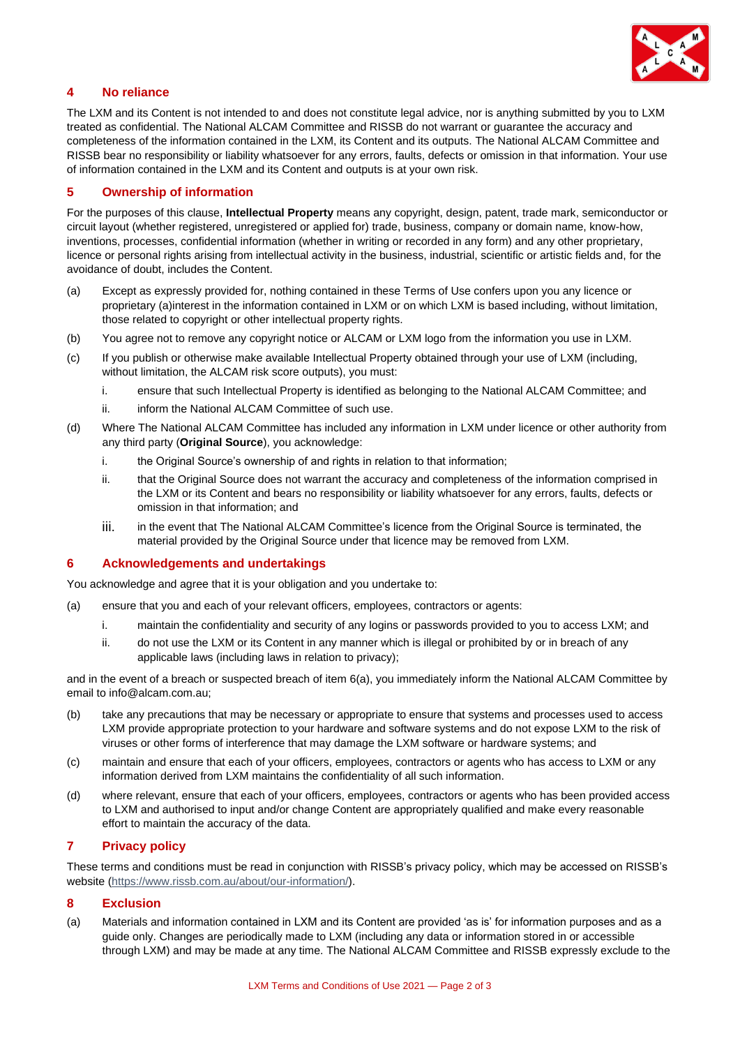## 4 No reliance

The LXM and its Content is not intended to and does not constitute legal advice, nor is anything submitted by you to LXM treated as confidential. The National ALCAM Committee and RISSB do not warrant or guarantee the accuracy and completeness of the information contained in the LXM, its Content and its outputs. The National ALCAM Committee and RISSB bear no responsibility or liability whatsoever for any errors, faults, defects or omission in that information. Your use of information contained in the LXM and its Content and outputs is at your own risk.

## 5 Ownership of information

For the purposes of this clause, **Intellectual Property** means any copyright, design, patent, trade mark, semiconductor or circuit layout (whether registered, unregistered or applied for) trade, business, company or domain name, know-how, inventions, processes, confidential information (whether in writing or recorded in any form) and any other proprietary, licence or personal rights arising from intellectual activity in the business, industrial, scientific or artistic fields and, for the avoidance of doubt, includes the Content.

(a) Except as expressly provided for, nothing contained in these Terms of Use confers upon you any licence or proprietary (a)interest in the information contained in LXM or on which LXM is based including, without limitation, those related to copyright or other intellectual property rights.

(b) You agree not to remove any copyright notice or ALCAM or LXM logo from the information you use in LXM.

(c) If you publish or otherwise make available Intellectual Property obtained through your use of LXM (including, without limitation, the ALCAM risk score outputs), you must:

  i. ensure that such Intellectual Property is identified as belonging to the National ALCAM Committee; and

  ii. inform the National ALCAM Committee of such use.

(d) Where The National ALCAM Committee has included any information in LXM under licence or other authority from any third party (**Original Source**), you acknowledge:

  i. the Original Source's ownership of and rights in relation to that information;

  ii. that the Original Source does not warrant the accuracy and completeness of the information comprised in the LXM or its Content and bears no responsibility or liability whatsoever for any errors, faults, defects or omission in that information; and

  iii. in the event that The National ALCAM Committee's licence from the Original Source is terminated, the material provided by the Original Source under that licence may be removed from LXM.

## 6 Acknowledgements and undertakings

You acknowledge and agree that it is your obligation and you undertake to:

(a) ensure that you and each of your relevant officers, employees, contractors or agents:

  i. maintain the confidentiality and security of any logins or passwords provided to you to access LXM; and

  ii. do not use the LXM or its Content in any manner which is illegal or prohibited by or in breach of any applicable laws (including laws in relation to privacy);

and in the event of a breach or suspected breach of item 6(a), you immediately inform the National ALCAM Committee by email to info@alcam.com.au;

(b) take any precautions that may be necessary or appropriate to ensure that systems and processes used to access LXM provide appropriate protection to your hardware and software systems and do not expose LXM to the risk of viruses or other forms of interference that may damage the LXM software or hardware systems; and

(c) maintain and ensure that each of your officers, employees, contractors or agents who has access to LXM or any information derived from LXM maintains the confidentiality of all such information.

(d) where relevant, ensure that each of your officers, employees, contractors or agents who has been provided access to LXM and authorised to input and/or change Content are appropriately qualified and make every reasonable effort to maintain the accuracy of the data.

## 7 Privacy policy

These terms and conditions must be read in conjunction with RISSB's privacy policy, which may be accessed on RISSB's website (https://www.rissb.com.au/about/our-information/).

## 8 Exclusion

(a) Materials and information contained in LXM and its Content are provided 'as is' for information purposes and as a guide only. Changes are periodically made to LXM (including any data or information stored in or accessible through LXM) and may be made at any time. The National ALCAM Committee and RISSB expressly exclude to the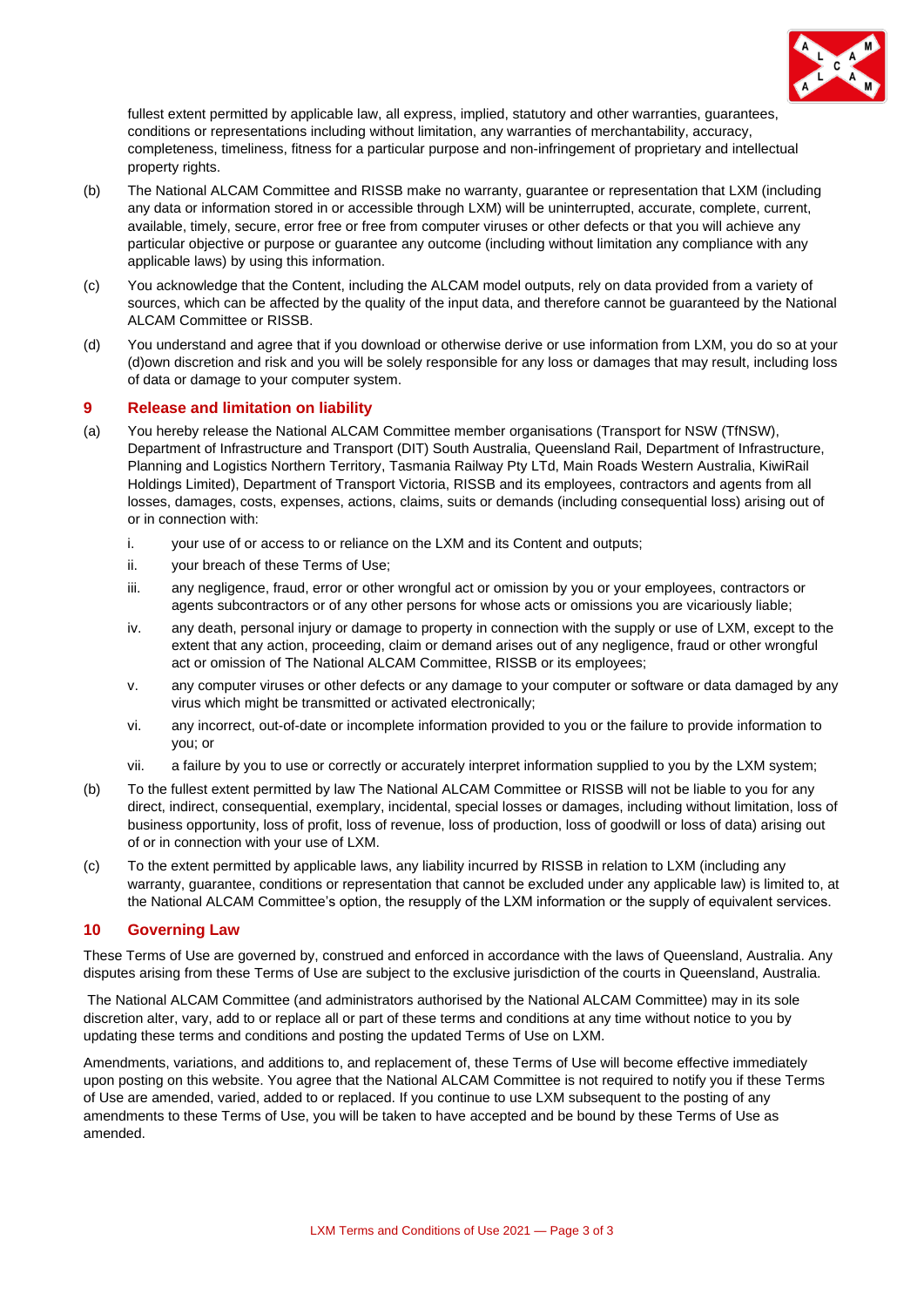fullest extent permitted by applicable law, all express, implied, statutory and other warranties, guarantees, conditions or representations including without limitation, any warranties of merchantability, accuracy, completeness, timeliness, fitness for a particular purpose and non-infringement of proprietary and intellectual property rights.

(b) The National ALCAM Committee and RISSB make no warranty, guarantee or representation that LXM (including any data or information stored in or accessible through LXM) will be uninterrupted, accurate, complete, current, available, timely, secure, error free or free from computer viruses or other defects or that you will achieve any particular objective or purpose or guarantee any outcome (including without limitation any compliance with any applicable laws) by using this information.

(c) You acknowledge that the Content, including the ALCAM model outputs, rely on data provided from a variety of sources, which can be affected by the quality of the input data, and therefore cannot be guaranteed by the National ALCAM Committee or RISSB.

(d) You understand and agree that if you download or otherwise derive or use information from LXM, you do so at your (d)own discretion and risk and you will be solely responsible for any loss or damages that may result, including loss of data or damage to your computer system.

## 9 Release and limitation on liability

(a) You hereby release the National ALCAM Committee member organisations (Transport for NSW (TfNSW), Department of Infrastructure and Transport (DIT) South Australia, Queensland Rail, Department of Infrastructure, Planning and Logistics Northern Territory, Tasmania Railway Pty LTd, Main Roads Western Australia, KiwiRail Holdings Limited), Department of Transport Victoria, RISSB and its employees, contractors and agents from all losses, damages, costs, expenses, actions, claims, suits or demands (including consequential loss) arising out of or in connection with:

   i. your use of or access to or reliance on the LXM and its Content and outputs;

   ii. your breach of these Terms of Use;

   iii. any negligence, fraud, error or other wrongful act or omission by you or your employees, contractors or agents subcontractors or of any other persons for whose acts or omissions you are vicariously liable;

   iv. any death, personal injury or damage to property in connection with the supply or use of LXM, except to the extent that any action, proceeding, claim or demand arises out of any negligence, fraud or other wrongful act or omission of The National ALCAM Committee, RISSB or its employees;

   v. any computer viruses or other defects or any damage to your computer or software or data damaged by any virus which might be transmitted or activated electronically;

   vi. any incorrect, out-of-date or incomplete information provided to you or the failure to provide information to you; or

   vii. a failure by you to use or correctly or accurately interpret information supplied to you by the LXM system;

(b) To the fullest extent permitted by law The National ALCAM Committee or RISSB will not be liable to you for any direct, indirect, consequential, exemplary, incidental, special losses or damages, including without limitation, loss of business opportunity, loss of profit, loss of revenue, loss of production, loss of goodwill or loss of data) arising out of or in connection with your use of LXM.

(c) To the extent permitted by applicable laws, any liability incurred by RISSB in relation to LXM (including any warranty, guarantee, conditions or representation that cannot be excluded under any applicable law) is limited to, at the National ALCAM Committee's option, the resupply of the LXM information or the supply of equivalent services.

## 10 Governing Law

These Terms of Use are governed by, construed and enforced in accordance with the laws of Queensland, Australia. Any disputes arising from these Terms of Use are subject to the exclusive jurisdiction of the courts in Queensland, Australia.

The National ALCAM Committee (and administrators authorised by the National ALCAM Committee) may in its sole discretion alter, vary, add to or replace all or part of these terms and conditions at any time without notice to you by updating these terms and conditions and posting the updated Terms of Use on LXM.

Amendments, variations, and additions to, and replacement of, these Terms of Use will become effective immediately upon posting on this website. You agree that the National ALCAM Committee is not required to notify you if these Terms of Use are amended, varied, added to or replaced. If you continue to use LXM subsequent to the posting of any amendments to these Terms of Use, you will be taken to have accepted and be bound by these Terms of Use as amended.